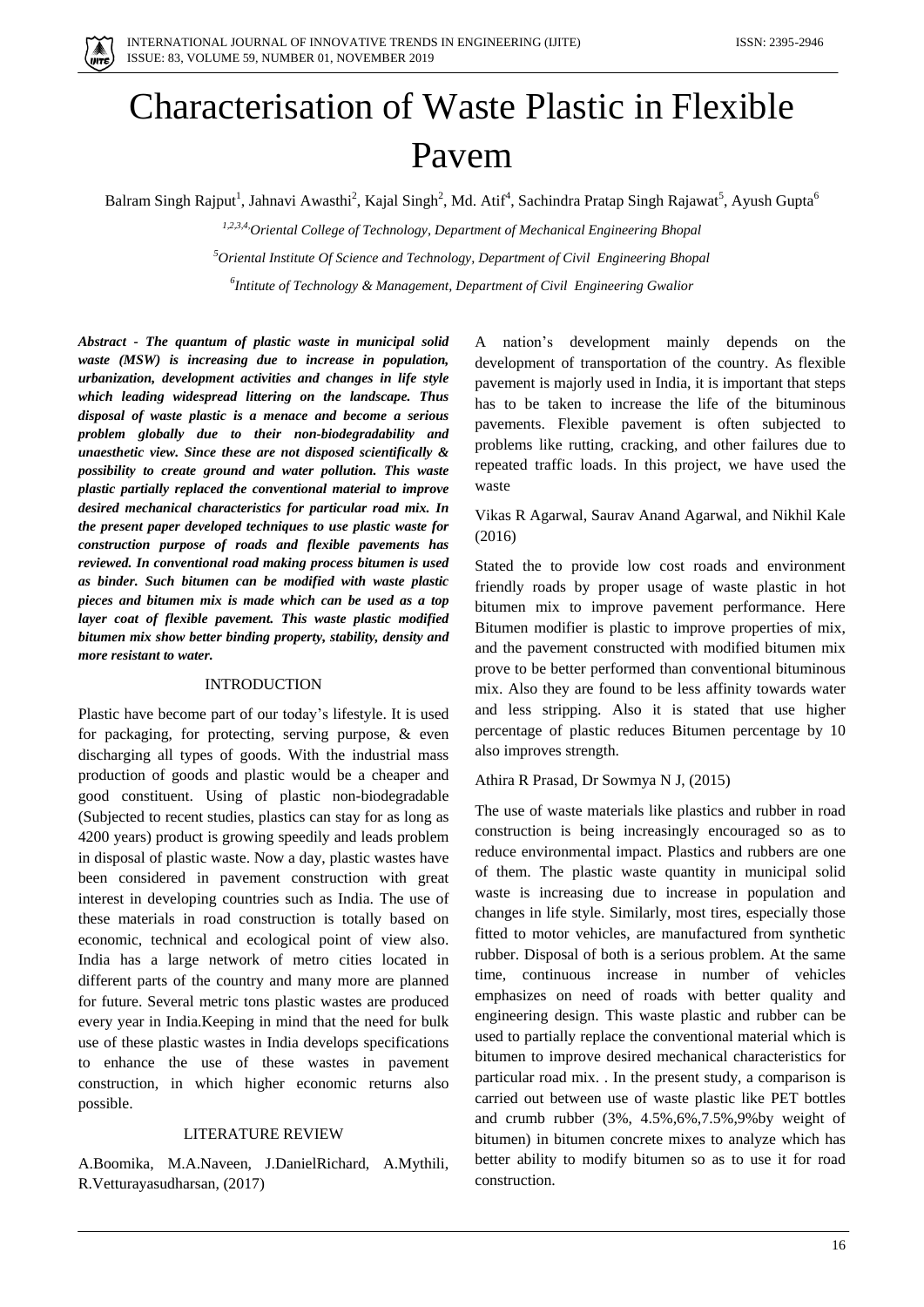# Characterisation of Waste Plastic in Flexible Pavem

Balram Singh Rajput[1], Jahnavi Awasthi[2], Kajal Singh[2], Md. Atif[4], Sachindra Pratap Singh Rajawat[5], Ayush Gupta[6]

[1,2,3,4,]*Oriental College of Technology, Department of Mechanical Engineering Bhopal*

[5]*Oriental Institute Of Science and Technology, Department of Civil Engineering Bhopal*

[6]*Intitute of Technology & Management, Department of Civil Engineering Gwalior*

***Abstract - The quantum of plastic waste in municipal solid waste (MSW) is increasing due to increase in population, urbanization, development activities and changes in life style which leading widespread littering on the landscape. Thus disposal of waste plastic is a menace and become a serious problem globally due to their non-biodegradability and unaesthetic view. Since these are not disposed scientifically & possibility to create ground and water pollution. This waste plastic partially replaced the conventional material to improve desired mechanical characteristics for particular road mix. In the present paper developed techniques to use plastic waste for construction purpose of roads and flexible pavements has reviewed. In conventional road making process bitumen is used as binder. Such bitumen can be modified with waste plastic pieces and bitumen mix is made which can be used as a top layer coat of flexible pavement. This waste plastic modified bitumen mix show better binding property, stability, density and more resistant to water.***

## INTRODUCTION

Plastic have become part of our today's lifestyle. It is used for packaging, for protecting, serving purpose, & even discharging all types of goods. With the industrial mass production of goods and plastic would be a cheaper and good constituent. Using of plastic non-biodegradable (Subjected to recent studies, plastics can stay for as long as 4200 years) product is growing speedily and leads problem in disposal of plastic waste. Now a day, plastic wastes have been considered in pavement construction with great interest in developing countries such as India. The use of these materials in road construction is totally based on economic, technical and ecological point of view also. India has a large network of metro cities located in different parts of the country and many more are planned for future. Several metric tons plastic wastes are produced every year in India.Keeping in mind that the need for bulk use of these plastic wastes in India develops specifications to enhance the use of these wastes in pavement construction, in which higher economic returns also possible.

## LITERATURE REVIEW

A.Boomika, M.A.Naveen, J.DanielRichard, A.Mythili, R.Vetturayasudharsan, (2017)

A nation's development mainly depends on the development of transportation of the country. As flexible pavement is majorly used in India, it is important that steps has to be taken to increase the life of the bituminous pavements. Flexible pavement is often subjected to problems like rutting, cracking, and other failures due to repeated traffic loads. In this project, we have used the waste

Vikas R Agarwal, Saurav Anand Agarwal, and Nikhil Kale (2016)

Stated the to provide low cost roads and environment friendly roads by proper usage of waste plastic in hot bitumen mix to improve pavement performance. Here Bitumen modifier is plastic to improve properties of mix, and the pavement constructed with modified bitumen mix prove to be better performed than conventional bituminous mix. Also they are found to be less affinity towards water and less stripping. Also it is stated that use higher percentage of plastic reduces Bitumen percentage by 10 also improves strength.

Athira R Prasad, Dr Sowmya N J, (2015)

The use of waste materials like plastics and rubber in road construction is being increasingly encouraged so as to reduce environmental impact. Plastics and rubbers are one of them. The plastic waste quantity in municipal solid waste is increasing due to increase in population and changes in life style. Similarly, most tires, especially those fitted to motor vehicles, are manufactured from synthetic rubber. Disposal of both is a serious problem. At the same time, continuous increase in number of vehicles emphasizes on need of roads with better quality and engineering design. This waste plastic and rubber can be used to partially replace the conventional material which is bitumen to improve desired mechanical characteristics for particular road mix. . In the present study, a comparison is carried out between use of waste plastic like PET bottles and crumb rubber (3%, 4.5%,6%,7.5%,9%by weight of bitumen) in bitumen concrete mixes to analyze which has better ability to modify bitumen so as to use it for road construction.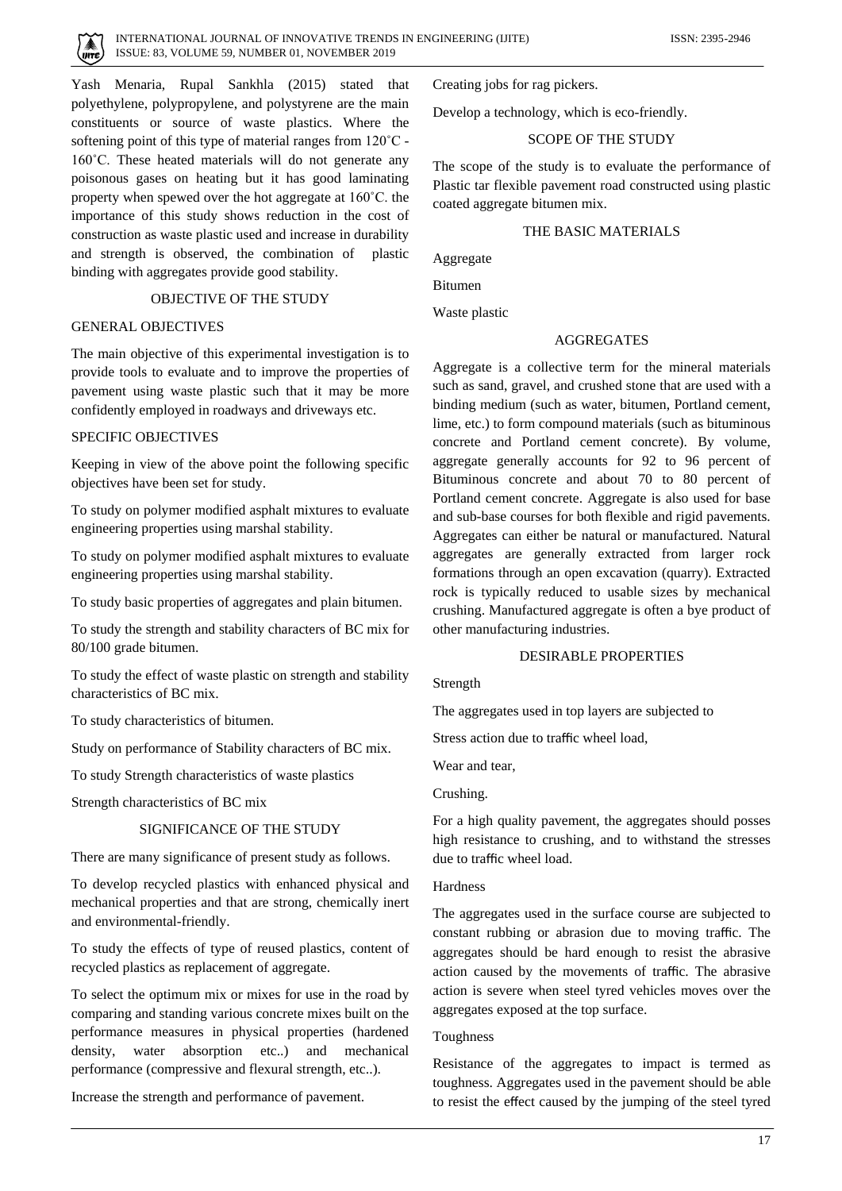Yash Menaria, Rupal Sankhla (2015) stated that polyethylene, polypropylene, and polystyrene are the main constituents or source of waste plastics. Where the softening point of this type of material ranges from 120˚C - 160˚C. These heated materials will do not generate any poisonous gases on heating but it has good laminating property when spewed over the hot aggregate at 160˚C. the importance of this study shows reduction in the cost of construction as waste plastic used and increase in durability and strength is observed, the combination of plastic binding with aggregates provide good stability.

## OBJECTIVE OF THE STUDY

### GENERAL OBJECTIVES

The main objective of this experimental investigation is to provide tools to evaluate and to improve the properties of pavement using waste plastic such that it may be more confidently employed in roadways and driveways etc.

### SPECIFIC OBJECTIVES

Keeping in view of the above point the following specific objectives have been set for study.

To study on polymer modified asphalt mixtures to evaluate engineering properties using marshal stability.

To study on polymer modified asphalt mixtures to evaluate engineering properties using marshal stability.

To study basic properties of aggregates and plain bitumen.

To study the strength and stability characters of BC mix for 80/100 grade bitumen.

To study the effect of waste plastic on strength and stability characteristics of BC mix.

To study characteristics of bitumen.

Study on performance of Stability characters of BC mix.

To study Strength characteristics of waste plastics

Strength characteristics of BC mix

## SIGNIFICANCE OF THE STUDY

There are many significance of present study as follows.

To develop recycled plastics with enhanced physical and mechanical properties and that are strong, chemically inert and environmental-friendly.

To study the effects of type of reused plastics, content of recycled plastics as replacement of aggregate.

To select the optimum mix or mixes for use in the road by comparing and standing various concrete mixes built on the performance measures in physical properties (hardened density, water absorption etc..) and mechanical performance (compressive and flexural strength, etc..).

Increase the strength and performance of pavement.

Creating jobs for rag pickers.

Develop a technology, which is eco-friendly.

## SCOPE OF THE STUDY

The scope of the study is to evaluate the performance of Plastic tar flexible pavement road constructed using plastic coated aggregate bitumen mix.

## THE BASIC MATERIALS

Aggregate

Bitumen

Waste plastic

## AGGREGATES

Aggregate is a collective term for the mineral materials such as sand, gravel, and crushed stone that are used with a binding medium (such as water, bitumen, Portland cement, lime, etc.) to form compound materials (such as bituminous concrete and Portland cement concrete). By volume, aggregate generally accounts for 92 to 96 percent of Bituminous concrete and about 70 to 80 percent of Portland cement concrete. Aggregate is also used for base and sub-base courses for both flexible and rigid pavements. Aggregates can either be natural or manufactured. Natural aggregates are generally extracted from larger rock formations through an open excavation (quarry). Extracted rock is typically reduced to usable sizes by mechanical crushing. Manufactured aggregate is often a bye product of other manufacturing industries.

## DESIRABLE PROPERTIES

### Strength

The aggregates used in top layers are subjected to

Stress action due to traffic wheel load,

Wear and tear,

Crushing.

For a high quality pavement, the aggregates should posses high resistance to crushing, and to withstand the stresses due to traffic wheel load.

### Hardness

The aggregates used in the surface course are subjected to constant rubbing or abrasion due to moving traffic. The aggregates should be hard enough to resist the abrasive action caused by the movements of traffic. The abrasive action is severe when steel tyred vehicles moves over the aggregates exposed at the top surface.

### Toughness

Resistance of the aggregates to impact is termed as toughness. Aggregates used in the pavement should be able to resist the effect caused by the jumping of the steel tyred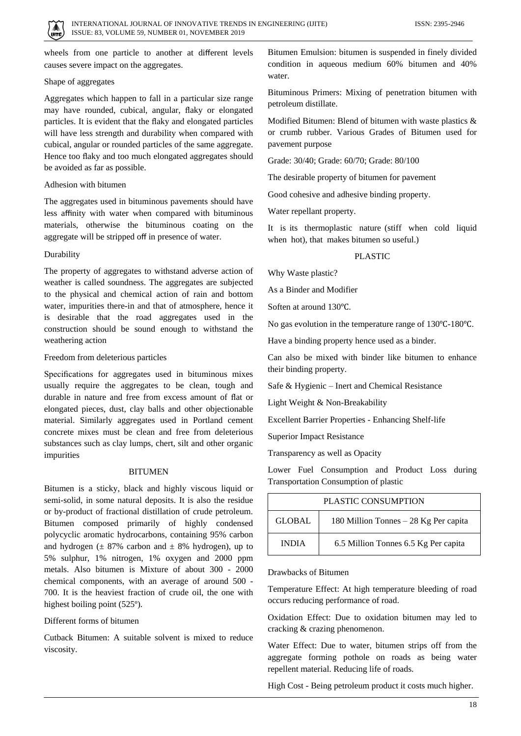wheels from one particle to another at different levels causes severe impact on the aggregates.

### Shape of aggregates

Aggregates which happen to fall in a particular size range may have rounded, cubical, angular, flaky or elongated particles. It is evident that the flaky and elongated particles will have less strength and durability when compared with cubical, angular or rounded particles of the same aggregate. Hence too flaky and too much elongated aggregates should be avoided as far as possible.

### Adhesion with bitumen

The aggregates used in bituminous pavements should have less affinity with water when compared with bituminous materials, otherwise the bituminous coating on the aggregate will be stripped off in presence of water.

### Durability

The property of aggregates to withstand adverse action of weather is called soundness. The aggregates are subjected to the physical and chemical action of rain and bottom water, impurities there-in and that of atmosphere, hence it is desirable that the road aggregates used in the construction should be sound enough to withstand the weathering action

### Freedom from deleterious particles

Specifications for aggregates used in bituminous mixes usually require the aggregates to be clean, tough and durable in nature and free from excess amount of flat or elongated pieces, dust, clay balls and other objectionable material. Similarly aggregates used in Portland cement concrete mixes must be clean and free from deleterious substances such as clay lumps, chert, silt and other organic impurities

## BITUMEN

Bitumen is a sticky, black and highly viscous liquid or semi-solid, in some natural deposits. It is also the residue or by-product of fractional distillation of crude petroleum. Bitumen composed primarily of highly condensed polycyclic aromatic hydrocarbons, containing 95% carbon and hydrogen (± 87% carbon and ± 8% hydrogen), up to 5% sulphur, 1% nitrogen, 1% oxygen and 2000 ppm metals. Also bitumen is Mixture of about 300 - 2000 chemical components, with an average of around 500 - 700. It is the heaviest fraction of crude oil, the one with highest boiling point (525º).

### Different forms of bitumen

Cutback Bitumen: A suitable solvent is mixed to reduce viscosity.

Bitumen Emulsion: bitumen is suspended in finely divided condition in aqueous medium 60% bitumen and 40% water.

Bituminous Primers: Mixing of penetration bitumen with petroleum distillate.

Modified Bitumen: Blend of bitumen with waste plastics & or crumb rubber. Various Grades of Bitumen used for pavement purpose

Grade: 30/40; Grade: 60/70; Grade: 80/100

The desirable property of bitumen for pavement

Good cohesive and adhesive binding property.

Water repellant property.

It is its thermoplastic nature (stiff when cold liquid when hot), that makes bitumen so useful.)

## PLASTIC

Why Waste plastic?

As a Binder and Modifier

Soften at around 130℃.

No gas evolution in the temperature range of 130℃-180℃.

Have a binding property hence used as a binder.

Can also be mixed with binder like bitumen to enhance their binding property.

Safe & Hygienic – Inert and Chemical Resistance

Light Weight & Non-Breakability

Excellent Barrier Properties - Enhancing Shelf-life

Superior Impact Resistance

Transparency as well as Opacity

Lower Fuel Consumption and Product Loss during Transportation Consumption of plastic

| PLASTIC CONSUMPTION | |
|---|---|
| GLOBAL | 180 Million Tonnes – 28 Kg Per capita |
| INDIA | 6.5 Million Tonnes 6.5 Kg Per capita |

### Drawbacks of Bitumen

Temperature Effect: At high temperature bleeding of road occurs reducing performance of road.

Oxidation Effect: Due to oxidation bitumen may led to cracking & crazing phenomenon.

Water Effect: Due to water, bitumen strips off from the aggregate forming pothole on roads as being water repellent material. Reducing life of roads.

High Cost - Being petroleum product it costs much higher.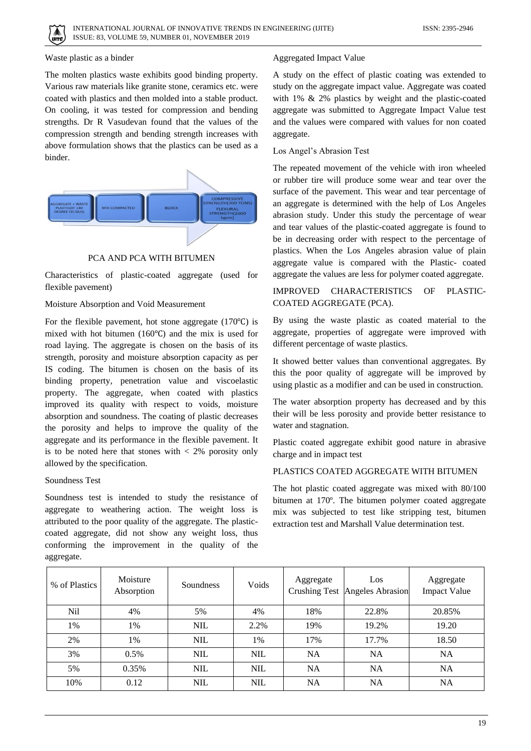Waste plastic as a binder

The molten plastics waste exhibits good binding property. Various raw materials like granite stone, ceramics etc. were coated with plastics and then molded into a stable product. On cooling, it was tested for compression and bending strengths. Dr R Vasudevan found that the values of the compression strength and bending strength increases with above formulation shows that the plastics can be used as a binder.

AGGREGATE + WASTE PLASTIC(AT 140 DEGREE CELSIUS) → MIX COMPACTED → BLOCK → COMPRESSIVE STRENGTH(300 TONS) FLEXURAL STRENGTH(2000 kgcm)

PCA AND PCA WITH BITUMEN

Characteristics of plastic-coated aggregate (used for flexible pavement)

Moisture Absorption and Void Measurement

For the flexible pavement, hot stone aggregate (170℃) is mixed with hot bitumen (160℃) and the mix is used for road laying. The aggregate is chosen on the basis of its strength, porosity and moisture absorption capacity as per IS coding. The bitumen is chosen on the basis of its binding property, penetration value and viscoelastic property. The aggregate, when coated with plastics improved its quality with respect to voids, moisture absorption and soundness. The coating of plastic decreases the porosity and helps to improve the quality of the aggregate and its performance in the flexible pavement. It is to be noted here that stones with < 2% porosity only allowed by the specification.

Soundness Test

Soundness test is intended to study the resistance of aggregate to weathering action. The weight loss is attributed to the poor quality of the aggregate. The plastic-coated aggregate, did not show any weight loss, thus conforming the improvement in the quality of the aggregate.

Aggregated Impact Value

A study on the effect of plastic coating was extended to study on the aggregate impact value. Aggregate was coated with 1% & 2% plastics by weight and the plastic-coated aggregate was submitted to Aggregate Impact Value test and the values were compared with values for non coated aggregate.

Los Angel's Abrasion Test

The repeated movement of the vehicle with iron wheeled or rubber tire will produce some wear and tear over the surface of the pavement. This wear and tear percentage of an aggregate is determined with the help of Los Angeles abrasion study. Under this study the percentage of wear and tear values of the plastic-coated aggregate is found to be in decreasing order with respect to the percentage of plastics. When the Los Angeles abrasion value of plain aggregate value is compared with the Plastic- coated aggregate the values are less for polymer coated aggregate.

IMPROVED CHARACTERISTICS OF PLASTIC-COATED AGGREGATE (PCA).

By using the waste plastic as coated material to the aggregate, properties of aggregate were improved with different percentage of waste plastics.

It showed better values than conventional aggregates. By this the poor quality of aggregate will be improved by using plastic as a modifier and can be used in construction.

The water absorption property has decreased and by this their will be less porosity and provide better resistance to water and stagnation.

Plastic coated aggregate exhibit good nature in abrasive charge and in impact test

PLASTICS COATED AGGREGATE WITH BITUMEN

The hot plastic coated aggregate was mixed with 80/100 bitumen at 170º. The bitumen polymer coated aggregate mix was subjected to test like stripping test, bitumen extraction test and Marshall Value determination test.

| % of Plastics | Moisture Absorption | Soundness | Voids | Aggregate Crushing Test | Los Angeles Abrasion | Aggregate Impact Value |
|---|---|---|---|---|---|---|
| Nil | 4% | 5% | 4% | 18% | 22.8% | 20.85% |
| 1% | 1% | NIL | 2.2% | 19% | 19.2% | 19.20 |
| 2% | 1% | NIL | 1% | 17% | 17.7% | 18.50 |
| 3% | 0.5% | NIL | NIL | NA | NA | NA |
| 5% | 0.35% | NIL | NIL | NA | NA | NA |
| 10% | 0.12 | NIL | NIL | NA | NA | NA |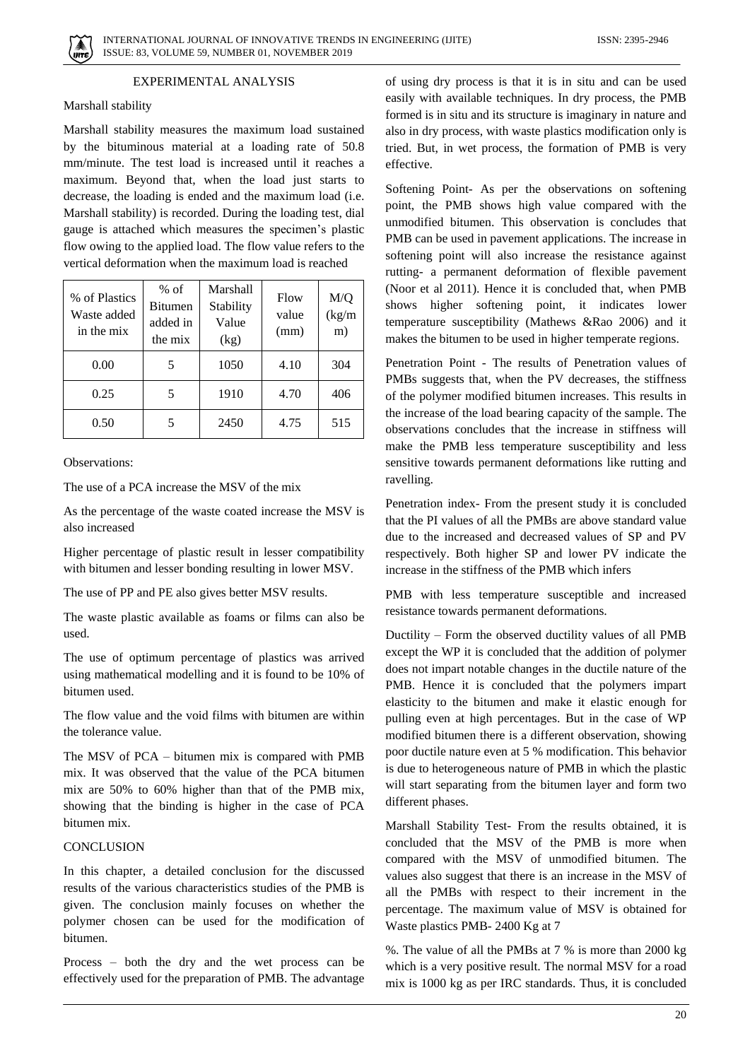## EXPERIMENTAL ANALYSIS

### Marshall stability

Marshall stability measures the maximum load sustained by the bituminous material at a loading rate of 50.8 mm/minute. The test load is increased until it reaches a maximum. Beyond that, when the load just starts to decrease, the loading is ended and the maximum load (i.e. Marshall stability) is recorded. During the loading test, dial gauge is attached which measures the specimen's plastic flow owing to the applied load. The flow value refers to the vertical deformation when the maximum load is reached

| % of Plastics Waste added in the mix | % of Bitumen added in the mix | Marshall Stability Value (kg) | Flow value (mm) | M/Q (kg/mm) |
|---|---|---|---|---|
| 0.00 | 5 | 1050 | 4.10 | 304 |
| 0.25 | 5 | 1910 | 4.70 | 406 |
| 0.50 | 5 | 2450 | 4.75 | 515 |

Observations:

The use of a PCA increase the MSV of the mix

As the percentage of the waste coated increase the MSV is also increased

Higher percentage of plastic result in lesser compatibility with bitumen and lesser bonding resulting in lower MSV.

The use of PP and PE also gives better MSV results.

The waste plastic available as foams or films can also be used.

The use of optimum percentage of plastics was arrived using mathematical modelling and it is found to be 10% of bitumen used.

The flow value and the void films with bitumen are within the tolerance value.

The MSV of PCA – bitumen mix is compared with PMB mix. It was observed that the value of the PCA bitumen mix are 50% to 60% higher than that of the PMB mix, showing that the binding is higher in the case of PCA bitumen mix.

## CONCLUSION

In this chapter, a detailed conclusion for the discussed results of the various characteristics studies of the PMB is given. The conclusion mainly focuses on whether the polymer chosen can be used for the modification of bitumen.

Process – both the dry and the wet process can be effectively used for the preparation of PMB. The advantage of using dry process is that it is in situ and can be used easily with available techniques. In dry process, the PMB formed is in situ and its structure is imaginary in nature and also in dry process, with waste plastics modification only is tried. But, in wet process, the formation of PMB is very effective.

Softening Point- As per the observations on softening point, the PMB shows high value compared with the unmodified bitumen. This observation is concludes that PMB can be used in pavement applications. The increase in softening point will also increase the resistance against rutting- a permanent deformation of flexible pavement (Noor et al 2011). Hence it is concluded that, when PMB shows higher softening point, it indicates lower temperature susceptibility (Mathews &Rao 2006) and it makes the bitumen to be used in higher temperate regions.

Penetration Point - The results of Penetration values of PMBs suggests that, when the PV decreases, the stiffness of the polymer modified bitumen increases. This results in the increase of the load bearing capacity of the sample. The observations concludes that the increase in stiffness will make the PMB less temperature susceptibility and less sensitive towards permanent deformations like rutting and ravelling.

Penetration index- From the present study it is concluded that the PI values of all the PMBs are above standard value due to the increased and decreased values of SP and PV respectively. Both higher SP and lower PV indicate the increase in the stiffness of the PMB which infers

PMB with less temperature susceptible and increased resistance towards permanent deformations.

Ductility – Form the observed ductility values of all PMB except the WP it is concluded that the addition of polymer does not impart notable changes in the ductile nature of the PMB. Hence it is concluded that the polymers impart elasticity to the bitumen and make it elastic enough for pulling even at high percentages. But in the case of WP modified bitumen there is a different observation, showing poor ductile nature even at 5 % modification. This behavior is due to heterogeneous nature of PMB in which the plastic will start separating from the bitumen layer and form two different phases.

Marshall Stability Test- From the results obtained, it is concluded that the MSV of the PMB is more when compared with the MSV of unmodified bitumen. The values also suggest that there is an increase in the MSV of all the PMBs with respect to their increment in the percentage. The maximum value of MSV is obtained for Waste plastics PMB- 2400 Kg at 7

%. The value of all the PMBs at 7 % is more than 2000 kg which is a very positive result. The normal MSV for a road mix is 1000 kg as per IRC standards. Thus, it is concluded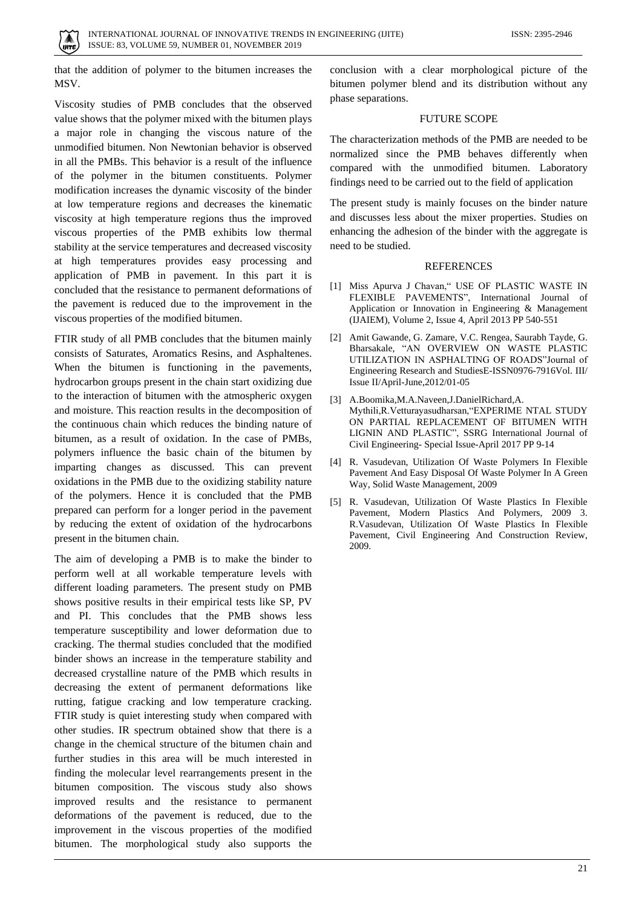that the addition of polymer to the bitumen increases the MSV.

Viscosity studies of PMB concludes that the observed value shows that the polymer mixed with the bitumen plays a major role in changing the viscous nature of the unmodified bitumen. Non Newtonian behavior is observed in all the PMBs. This behavior is a result of the influence of the polymer in the bitumen constituents. Polymer modification increases the dynamic viscosity of the binder at low temperature regions and decreases the kinematic viscosity at high temperature regions thus the improved viscous properties of the PMB exhibits low thermal stability at the service temperatures and decreased viscosity at high temperatures provides easy processing and application of PMB in pavement. In this part it is concluded that the resistance to permanent deformations of the pavement is reduced due to the improvement in the viscous properties of the modified bitumen.

FTIR study of all PMB concludes that the bitumen mainly consists of Saturates, Aromatics Resins, and Asphaltenes. When the bitumen is functioning in the pavements, hydrocarbon groups present in the chain start oxidizing due to the interaction of bitumen with the atmospheric oxygen and moisture. This reaction results in the decomposition of the continuous chain which reduces the binding nature of bitumen, as a result of oxidation. In the case of PMBs, polymers influence the basic chain of the bitumen by imparting changes as discussed. This can prevent oxidations in the PMB due to the oxidizing stability nature of the polymers. Hence it is concluded that the PMB prepared can perform for a longer period in the pavement by reducing the extent of oxidation of the hydrocarbons present in the bitumen chain.

The aim of developing a PMB is to make the binder to perform well at all workable temperature levels with different loading parameters. The present study on PMB shows positive results in their empirical tests like SP, PV and PI. This concludes that the PMB shows less temperature susceptibility and lower deformation due to cracking. The thermal studies concluded that the modified binder shows an increase in the temperature stability and decreased crystalline nature of the PMB which results in decreasing the extent of permanent deformations like rutting, fatigue cracking and low temperature cracking. FTIR study is quiet interesting study when compared with other studies. IR spectrum obtained show that there is a change in the chemical structure of the bitumen chain and further studies in this area will be much interested in finding the molecular level rearrangements present in the bitumen composition. The viscous study also shows improved results and the resistance to permanent deformations of the pavement is reduced, due to the improvement in the viscous properties of the modified bitumen. The morphological study also supports the conclusion with a clear morphological picture of the bitumen polymer blend and its distribution without any phase separations.

## FUTURE SCOPE

The characterization methods of the PMB are needed to be normalized since the PMB behaves differently when compared with the unmodified bitumen. Laboratory findings need to be carried out to the field of application

The present study is mainly focuses on the binder nature and discusses less about the mixer properties. Studies on enhancing the adhesion of the binder with the aggregate is need to be studied.

## REFERENCES

[1] Miss Apurva J Chavan," USE OF PLASTIC WASTE IN FLEXIBLE PAVEMENTS", International Journal of Application or Innovation in Engineering & Management (IJAIEM), Volume 2, Issue 4, April 2013 PP 540-551

[2] Amit Gawande, G. Zamare, V.C. Rengea, Saurabh Tayde, G. Bharsakale, "AN OVERVIEW ON WASTE PLASTIC UTILIZATION IN ASPHALTING OF ROADS"Journal of Engineering Research and StudiesE-ISSN0976-7916Vol. III/ Issue II/April-June,2012/01-05

[3] A.Boomika,M.A.Naveen,J.DanielRichard,A. Mythili,R.Vetturayasudharsan,"EXPERIME NTAL STUDY ON PARTIAL REPLACEMENT OF BITUMEN WITH LIGNIN AND PLASTIC", SSRG International Journal of Civil Engineering- Special Issue-April 2017 PP 9-14

[4] R. Vasudevan, Utilization Of Waste Polymers In Flexible Pavement And Easy Disposal Of Waste Polymer In A Green Way, Solid Waste Management, 2009

[5] R. Vasudevan, Utilization Of Waste Plastics In Flexible Pavement, Modern Plastics And Polymers, 2009 3. R.Vasudevan, Utilization Of Waste Plastics In Flexible Pavement, Civil Engineering And Construction Review, 2009.